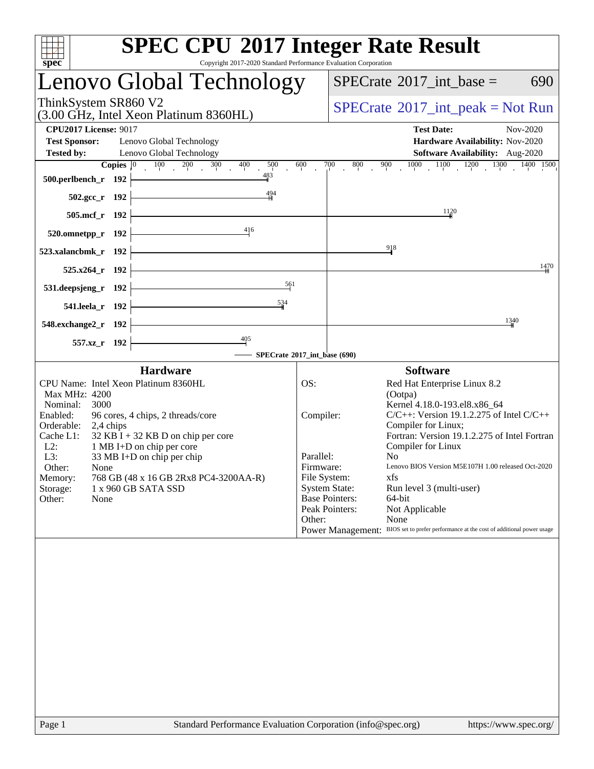# SPEC CPU 2017 Integer Rate Result

Copyright 2017-2020 Standard Performance Evaluation Corporation

## Lenovo Global Technology

ThinkSystem SR860 V2
(3.00 GHz, Intel Xeon Platinum 8360HL)

SPECrate 2017_int_base = 690

SPECrate 2017_int_peak = Not Run

| | | | |
|---|---|---|---|
| **CPU2017 License:** 9017 | | **Test Date:** | Nov-2020 |
| **Test Sponsor:** | Lenovo Global Technology | **Hardware Availability:** | Nov-2020 |
| **Tested by:** | Lenovo Global Technology | **Software Availability:** | Aug-2020 |

| Benchmark | Copies | SPECrate 2017_int_base |
|---|---|---|
| 500.perlbench_r | 192 | 483 |
| 502.gcc_r | 192 | 494 |
| 505.mcf_r | 192 | 1120 |
| 520.omnetpp_r | 192 | 416 |
| 523.xalancbmk_r | 192 | 918 |
| 525.x264_r | 192 | 1470 |
| 531.deepsjeng_r | 192 | 561 |
| 541.leela_r | 192 | 534 |
| 548.exchange2_r | 192 | 1340 |
| 557.xz_r | 192 | 405 |

SPECrate 2017_int_base (690)

### Hardware

| | |
|---|---|
| CPU Name: | Intel Xeon Platinum 8360HL |
| Max MHz: | 4200 |
| Nominal: | 3000 |
| Enabled: | 96 cores, 4 chips, 2 threads/core |
| Orderable: | 2,4 chips |
| Cache L1: | 32 KB I + 32 KB D on chip per core |
| L2: | 1 MB I+D on chip per core |
| L3: | 33 MB I+D on chip per chip |
| Other: | None |
| Memory: | 768 GB (48 x 16 GB 2Rx8 PC4-3200AA-R) |
| Storage: | 1 x 960 GB SATA SSD |
| Other: | None |

### Software

| | |
|---|---|
| OS: | Red Hat Enterprise Linux 8.2 (Ootpa) Kernel 4.18.0-193.el8.x86_64 |
| Compiler: | C/C++: Version 19.1.2.275 of Intel C/C++ Compiler for Linux; Fortran: Version 19.1.2.275 of Intel Fortran Compiler for Linux |
| Parallel: | No |
| Firmware: | Lenovo BIOS Version M5E107H 1.00 released Oct-2020 |
| File System: | xfs |
| System State: | Run level 3 (multi-user) |
| Base Pointers: | 64-bit |
| Peak Pointers: | Not Applicable |
| Other: | None |
| Power Management: | BIOS set to prefer performance at the cost of additional power usage |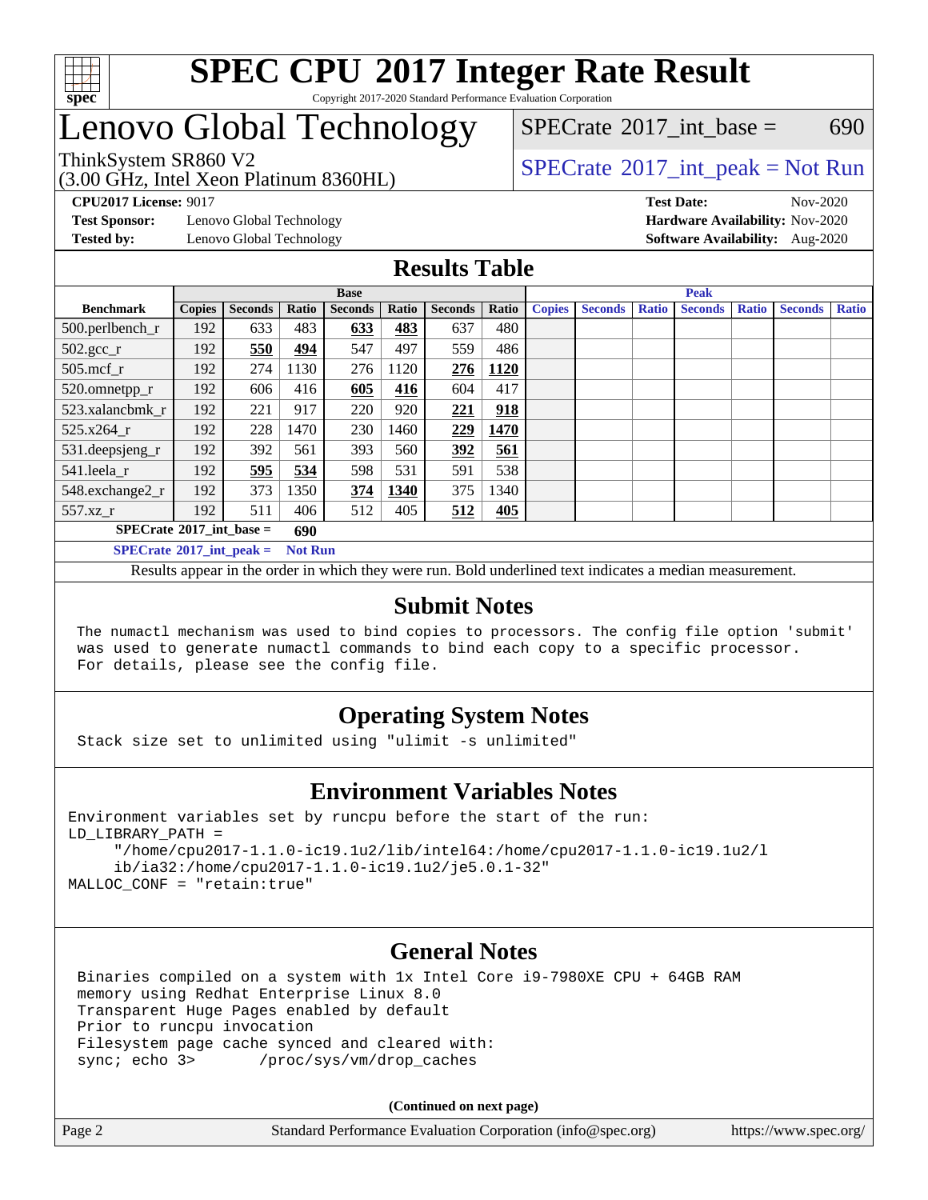# SPEC CPU 2017 Integer Rate Result

Copyright 2017-2020 Standard Performance Evaluation Corporation

## Lenovo Global Technology

ThinkSystem SR860 V2
(3.00 GHz, Intel Xeon Platinum 8360HL)

SPECrate 2017_int_base = 690

SPECrate 2017_int_peak = Not Run

**CPU2017 License:** 9017
**Test Sponsor:** Lenovo Global Technology
**Tested by:** Lenovo Global Technology

**Test Date:** Nov-2020
**Hardware Availability:** Nov-2020
**Software Availability:** Aug-2020

## Results Table

| Benchmark | Base | | | | | | | Peak | | | | | | |
|---|---|---|---|---|---|---|---|---|---|---|---|---|---|---|
| | Copies | Seconds | Ratio | Seconds | Ratio | Seconds | Ratio | Copies | Seconds | Ratio | Seconds | Ratio | Seconds | Ratio |
| 500.perlbench_r | 192 | 633 | 483 | **633** | **483** | 637 | 480 | | | | | | | |
| 502.gcc_r | 192 | **550** | **494** | 547 | 497 | 559 | 486 | | | | | | | |
| 505.mcf_r | 192 | 274 | 1130 | 276 | 1120 | **276** | **1120** | | | | | | | |
| 520.omnetpp_r | 192 | 606 | 416 | **605** | **416** | 604 | 417 | | | | | | | |
| 523.xalancbmk_r | 192 | 221 | 917 | 220 | 920 | **221** | **918** | | | | | | | |
| 525.x264_r | 192 | 228 | 1470 | 230 | 1460 | **229** | **1470** | | | | | | | |
| 531.deepsjeng_r | 192 | 392 | 561 | 393 | 560 | **392** | **561** | | | | | | | |
| 541.leela_r | 192 | **595** | **534** | 598 | 531 | 591 | 538 | | | | | | | |
| 548.exchange2_r | 192 | 373 | 1350 | **374** | **1340** | 375 | 1340 | | | | | | | |
| 557.xz_r | 192 | 511 | 406 | 512 | 405 | **512** | **405** | | | | | | | |

**SPECrate 2017_int_base = 690**

**SPECrate 2017_int_peak = Not Run**

Results appear in the order in which they were run. Bold underlined text indicates a median measurement.

## Submit Notes

```
The numactl mechanism was used to bind copies to processors. The config file option 'submit'
was used to generate numactl commands to bind each copy to a specific processor.
For details, please see the config file.
```

## Operating System Notes

```
Stack size set to unlimited using "ulimit -s unlimited"
```

## Environment Variables Notes

```
Environment variables set by runcpu before the start of the run:
LD_LIBRARY_PATH =
     "/home/cpu2017-1.1.0-ic19.1u2/lib/intel64:/home/cpu2017-1.1.0-ic19.1u2/l
     ib/ia32:/home/cpu2017-1.1.0-ic19.1u2/je5.0.1-32"
MALLOC_CONF = "retain:true"
```

## General Notes

```
Binaries compiled on a system with 1x Intel Core i9-7980XE CPU + 64GB RAM
memory using Redhat Enterprise Linux 8.0
Transparent Huge Pages enabled by default
Prior to runcpu invocation
Filesystem page cache synced and cleared with:
sync; echo 3>       /proc/sys/vm/drop_caches
```

**(Continued on next page)**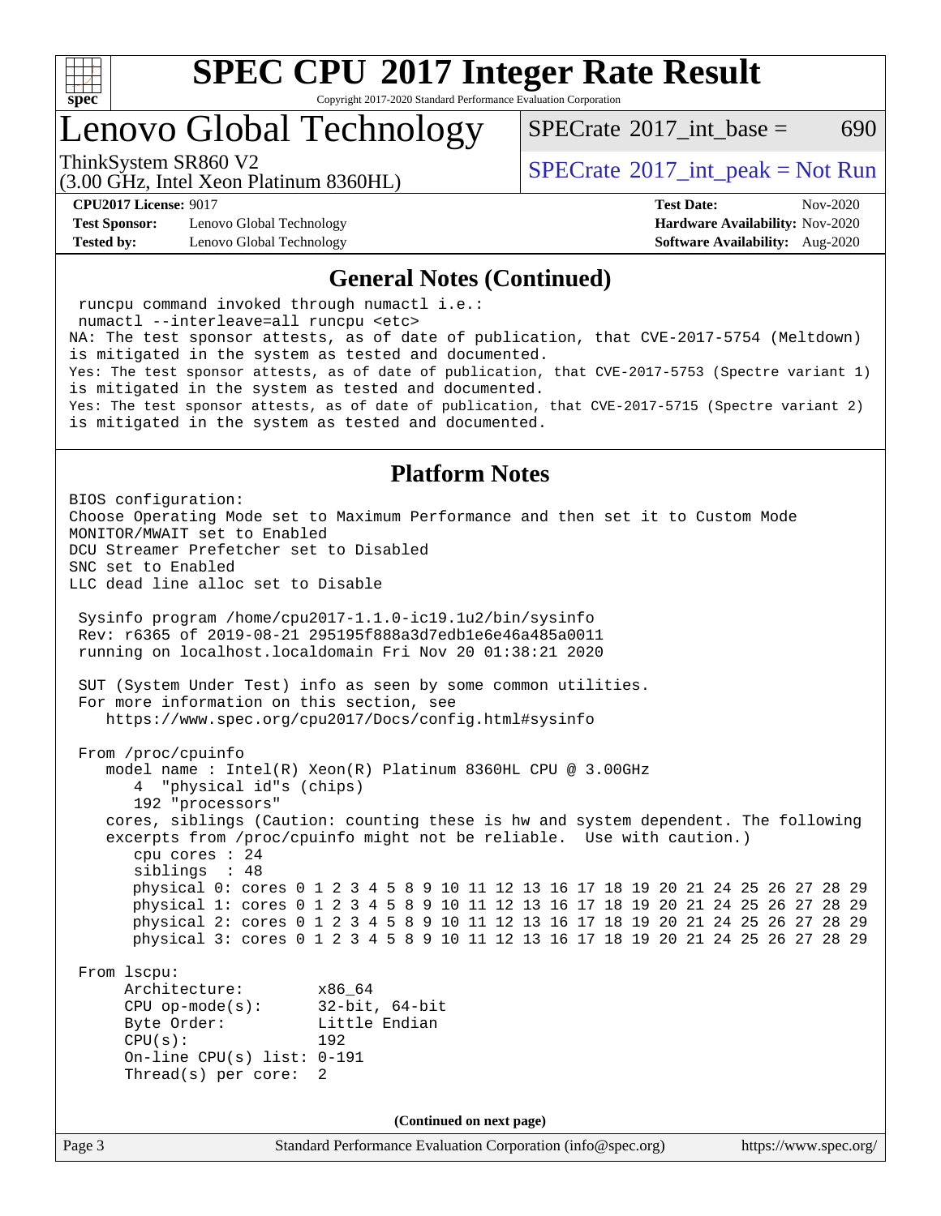# SPEC CPU 2017 Integer Rate Result

Copyright 2017-2020 Standard Performance Evaluation Corporation

## Lenovo Global Technology

ThinkSystem SR860 V2
(3.00 GHz, Intel Xeon Platinum 8360HL)

SPECrate 2017_int_base = 690

SPECrate 2017_int_peak = Not Run

**CPU2017 License:** 9017
**Test Sponsor:** Lenovo Global Technology
**Tested by:** Lenovo Global Technology

**Test Date:** Nov-2020
**Hardware Availability:** Nov-2020
**Software Availability:** Aug-2020

### General Notes (Continued)

```
 runcpu command invoked through numactl i.e.:
 numactl --interleave=all runcpu <etc>
NA: The test sponsor attests, as of date of publication, that CVE-2017-5754 (Meltdown)
is mitigated in the system as tested and documented.
Yes: The test sponsor attests, as of date of publication, that CVE-2017-5753 (Spectre variant 1)
is mitigated in the system as tested and documented.
Yes: The test sponsor attests, as of date of publication, that CVE-2017-5715 (Spectre variant 2)
is mitigated in the system as tested and documented.
```

### Platform Notes

```
BIOS configuration:
Choose Operating Mode set to Maximum Performance and then set it to Custom Mode
MONITOR/MWAIT set to Enabled
DCU Streamer Prefetcher set to Disabled
SNC set to Enabled
LLC dead line alloc set to Disable

 Sysinfo program /home/cpu2017-1.1.0-ic19.1u2/bin/sysinfo
 Rev: r6365 of 2019-08-21 295195f888a3d7edb1e6e46a485a0011
 running on localhost.localdomain Fri Nov 20 01:38:21 2020

 SUT (System Under Test) info as seen by some common utilities.
 For more information on this section, see
    https://www.spec.org/cpu2017/Docs/config.html#sysinfo

 From /proc/cpuinfo
    model name : Intel(R) Xeon(R) Platinum 8360HL CPU @ 3.00GHz
       4  "physical id"s (chips)
       192 "processors"
    cores, siblings (Caution: counting these is hw and system dependent. The following
    excerpts from /proc/cpuinfo might not be reliable.  Use with caution.)
       cpu cores : 24
       siblings  : 48
       physical 0: cores 0 1 2 3 4 5 8 9 10 11 12 13 16 17 18 19 20 21 24 25 26 27 28 29
       physical 1: cores 0 1 2 3 4 5 8 9 10 11 12 13 16 17 18 19 20 21 24 25 26 27 28 29
       physical 2: cores 0 1 2 3 4 5 8 9 10 11 12 13 16 17 18 19 20 21 24 25 26 27 28 29
       physical 3: cores 0 1 2 3 4 5 8 9 10 11 12 13 16 17 18 19 20 21 24 25 26 27 28 29

 From lscpu:
      Architecture:        x86_64
      CPU op-mode(s):      32-bit, 64-bit
      Byte Order:          Little Endian
      CPU(s):              192
      On-line CPU(s) list: 0-191
      Thread(s) per core:  2
```

(Continued on next page)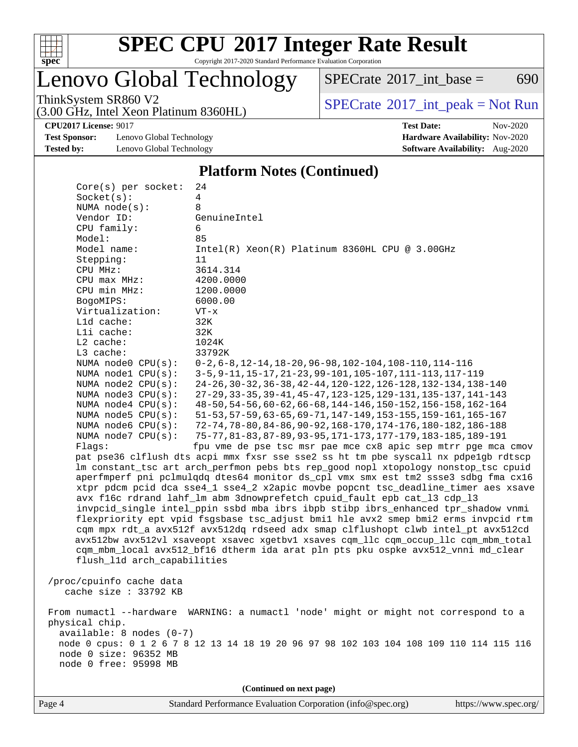# SPEC CPU 2017 Integer Rate Result

Copyright 2017-2020 Standard Performance Evaluation Corporation

## Lenovo Global Technology

ThinkSystem SR860 V2
(3.00 GHz, Intel Xeon Platinum 8360HL)

SPECrate 2017_int_base = 690

SPECrate 2017_int_peak = Not Run

**CPU2017 License:** 9017
**Test Sponsor:** Lenovo Global Technology
**Tested by:** Lenovo Global Technology

**Test Date:** Nov-2020
**Hardware Availability:** Nov-2020
**Software Availability:** Aug-2020

### Platform Notes (Continued)

```
    Core(s) per socket:  24
    Socket(s):           4
    NUMA node(s):        8
    Vendor ID:           GenuineIntel
    CPU family:          6
    Model:               85
    Model name:          Intel(R) Xeon(R) Platinum 8360HL CPU @ 3.00GHz
    Stepping:            11
    CPU MHz:             3614.314
    CPU max MHz:         4200.0000
    CPU min MHz:         1200.0000
    BogoMIPS:            6000.00
    Virtualization:      VT-x
    L1d cache:           32K
    L1i cache:           32K
    L2 cache:            1024K
    L3 cache:            33792K
    NUMA node0 CPU(s):   0-2,6-8,12-14,18-20,96-98,102-104,108-110,114-116
    NUMA node1 CPU(s):   3-5,9-11,15-17,21-23,99-101,105-107,111-113,117-119
    NUMA node2 CPU(s):   24-26,30-32,36-38,42-44,120-122,126-128,132-134,138-140
    NUMA node3 CPU(s):   27-29,33-35,39-41,45-47,123-125,129-131,135-137,141-143
    NUMA node4 CPU(s):   48-50,54-56,60-62,66-68,144-146,150-152,156-158,162-164
    NUMA node5 CPU(s):   51-53,57-59,63-65,69-71,147-149,153-155,159-161,165-167
    NUMA node6 CPU(s):   72-74,78-80,84-86,90-92,168-170,174-176,180-182,186-188
    NUMA node7 CPU(s):   75-77,81-83,87-89,93-95,171-173,177-179,183-185,189-191
    Flags:               fpu vme de pse tsc msr pae mce cx8 apic sep mtrr pge mca cmov
    pat pse36 clflush dts acpi mmx fxsr sse sse2 ss ht tm pbe syscall nx pdpe1gb rdtscp
    lm constant_tsc art arch_perfmon pebs bts rep_good nopl xtopology nonstop_tsc cpuid
    aperfmperf pni pclmulqdq dtes64 monitor ds_cpl vmx smx est tm2 ssse3 sdbg fma cx16
    xtpr pdcm pcid dca sse4_1 sse4_2 x2apic movbe popcnt tsc_deadline_timer aes xsave
    avx f16c rdrand lahf_lm abm 3dnowprefetch cpuid_fault epb cat_l3 cdp_l3
    invpcid_single intel_ppin ssbd mba ibrs ibpb stibp ibrs_enhanced tpr_shadow vnmi
    flexpriority ept vpid fsgsbase tsc_adjust bmi1 hle avx2 smep bmi2 erms invpcid rtm
    cqm mpx rdt_a avx512f avx512dq rdseed adx smap clflushopt clwb intel_pt avx512cd
    avx512bw avx512vl xsaveopt xsavec xgetbv1 xsaves cqm_llc cqm_occup_llc cqm_mbm_total
    cqm_mbm_local avx512_bf16 dtherm ida arat pln pts pku ospke avx512_vnni md_clear
    flush_l1d arch_capabilities

 /proc/cpuinfo cache data
    cache size : 33792 KB

 From numactl --hardware  WARNING: a numactl 'node' might or might not correspond to a
 physical chip.
   available: 8 nodes (0-7)
   node 0 cpus: 0 1 2 6 7 8 12 13 14 18 19 20 96 97 98 102 103 104 108 109 110 114 115 116
   node 0 size: 96352 MB
   node 0 free: 95998 MB
```

(Continued on next page)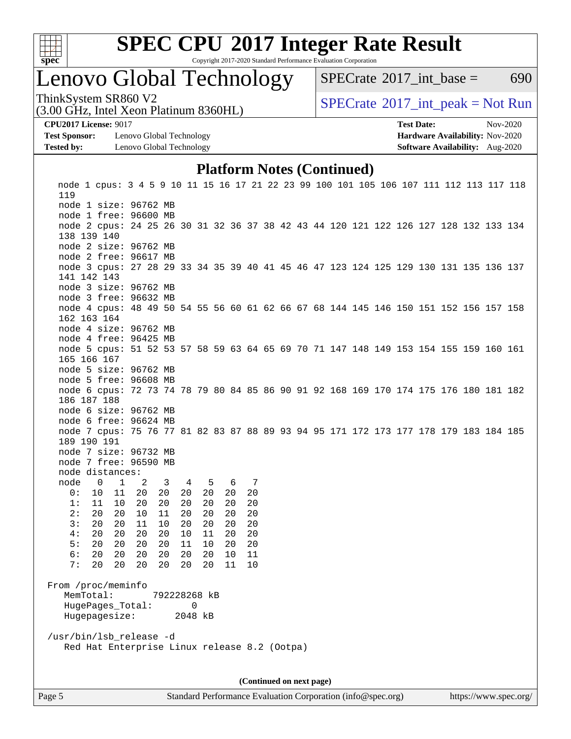# SPEC CPU 2017 Integer Rate Result

Copyright 2017-2020 Standard Performance Evaluation Corporation

## Lenovo Global Technology

ThinkSystem SR860 V2
(3.00 GHz, Intel Xeon Platinum 8360HL)

SPECrate 2017_int_base = 690

SPECrate 2017_int_peak = Not Run

**CPU2017 License:** 9017
**Test Sponsor:** Lenovo Global Technology
**Tested by:** Lenovo Global Technology

**Test Date:** Nov-2020
**Hardware Availability:** Nov-2020
**Software Availability:** Aug-2020

### Platform Notes (Continued)

```
  node 1 cpus: 3 4 5 9 10 11 15 16 17 21 22 23 99 100 101 105 106 107 111 112 113 117 118
  119
  node 1 size: 96762 MB
  node 1 free: 96600 MB
  node 2 cpus: 24 25 26 30 31 32 36 37 38 42 43 44 120 121 122 126 127 128 132 133 134
  138 139 140
  node 2 size: 96762 MB
  node 2 free: 96617 MB
  node 3 cpus: 27 28 29 33 34 35 39 40 41 45 46 47 123 124 125 129 130 131 135 136 137
  141 142 143
  node 3 size: 96762 MB
  node 3 free: 96632 MB
  node 4 cpus: 48 49 50 54 55 56 60 61 62 66 67 68 144 145 146 150 151 152 156 157 158
  162 163 164
  node 4 size: 96762 MB
  node 4 free: 96425 MB
  node 5 cpus: 51 52 53 57 58 59 63 64 65 69 70 71 147 148 149 153 154 155 159 160 161
  165 166 167
  node 5 size: 96762 MB
  node 5 free: 96608 MB
  node 6 cpus: 72 73 74 78 79 80 84 85 86 90 91 92 168 169 170 174 175 176 180 181 182
  186 187 188
  node 6 size: 96762 MB
  node 6 free: 96624 MB
  node 7 cpus: 75 76 77 81 82 83 87 88 89 93 94 95 171 172 173 177 178 179 183 184 185
  189 190 191
  node 7 size: 96732 MB
  node 7 free: 96590 MB
  node distances:
  node   0   1   2   3   4   5   6   7
    0:  10  11  20  20  20  20  20  20
    1:  11  10  20  20  20  20  20  20
    2:  20  20  10  11  20  20  20  20
    3:  20  20  11  10  20  20  20  20
    4:  20  20  20  20  10  11  20  20
    5:  20  20  20  20  11  10  20  20
    6:  20  20  20  20  20  20  10  11
    7:  20  20  20  20  20  20  11  10

From /proc/meminfo
   MemTotal:       792228268 kB
   HugePages_Total:       0
   Hugepagesize:       2048 kB

/usr/bin/lsb_release -d
   Red Hat Enterprise Linux release 8.2 (Ootpa)
```

(Continued on next page)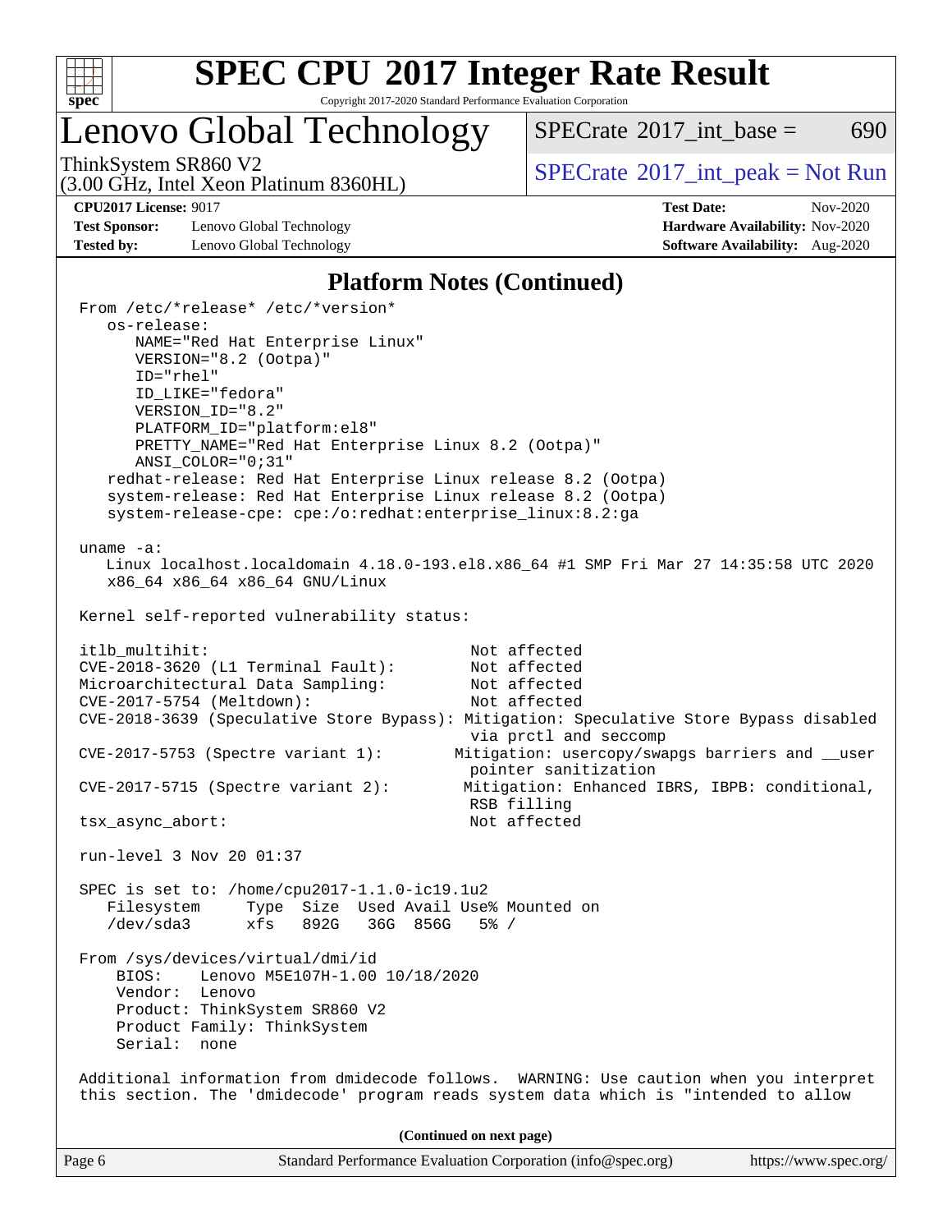## Platform Notes (Continued)

```
From /etc/*release* /etc/*version*
   os-release:
      NAME="Red Hat Enterprise Linux"
      VERSION="8.2 (Ootpa)"
      ID="rhel"
      ID_LIKE="fedora"
      VERSION_ID="8.2"
      PLATFORM_ID="platform:el8"
      PRETTY_NAME="Red Hat Enterprise Linux 8.2 (Ootpa)"
      ANSI_COLOR="0;31"
   redhat-release: Red Hat Enterprise Linux release 8.2 (Ootpa)
   system-release: Red Hat Enterprise Linux release 8.2 (Ootpa)
   system-release-cpe: cpe:/o:redhat:enterprise_linux:8.2:ga

uname -a:
   Linux localhost.localdomain 4.18.0-193.el8.x86_64 #1 SMP Fri Mar 27 14:35:58 UTC 2020
   x86_64 x86_64 x86_64 GNU/Linux

Kernel self-reported vulnerability status:

itlb_multihit:                                         Not affected
CVE-2018-3620 (L1 Terminal Fault):                     Not affected
Microarchitectural Data Sampling:                      Not affected
CVE-2017-5754 (Meltdown):                              Not affected
CVE-2018-3639 (Speculative Store Bypass): Mitigation: Speculative Store Bypass disabled
                                                       via prctl and seccomp
CVE-2017-5753 (Spectre variant 1):                   Mitigation: usercopy/swapgs barriers and __user
                                                       pointer sanitization
CVE-2017-5715 (Spectre variant 2):                    Mitigation: Enhanced IBRS, IBPB: conditional,
                                                       RSB filling
tsx_async_abort:                                       Not affected

run-level 3 Nov 20 01:37

SPEC is set to: /home/cpu2017-1.1.0-ic19.1u2
   Filesystem     Type  Size  Used Avail Use% Mounted on
   /dev/sda3      xfs   892G   36G  856G   5% /

From /sys/devices/virtual/dmi/id
    BIOS:    Lenovo M5E107H-1.00 10/18/2020
    Vendor:  Lenovo
    Product: ThinkSystem SR860 V2
    Product Family: ThinkSystem
    Serial:  none

Additional information from dmidecode follows.  WARNING: Use caution when you interpret
this section. The 'dmidecode' program reads system data which is "intended to allow
```

(Continued on next page)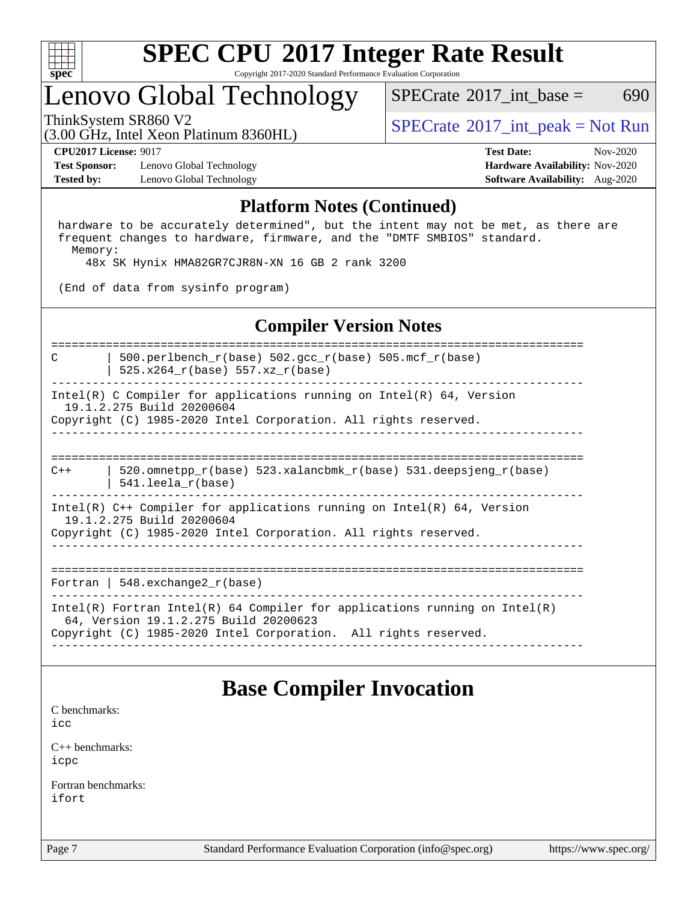## Platform Notes (Continued)

```
 hardware to be accurately determined", but the intent may not be met, as there are
 frequent changes to hardware, firmware, and the "DMTF SMBIOS" standard.
   Memory:
     48x SK Hynix HMA82GR7CJR8N-XN 16 GB 2 rank 3200

 (End of data from sysinfo program)
```

## Compiler Version Notes

```
==============================================================================
C       | 500.perlbench_r(base) 502.gcc_r(base) 505.mcf_r(base)
        | 525.x264_r(base) 557.xz_r(base)
------------------------------------------------------------------------------
Intel(R) C Compiler for applications running on Intel(R) 64, Version
  19.1.2.275 Build 20200604
Copyright (C) 1985-2020 Intel Corporation. All rights reserved.
------------------------------------------------------------------------------

==============================================================================
C++     | 520.omnetpp_r(base) 523.xalancbmk_r(base) 531.deepsjeng_r(base)
        | 541.leela_r(base)
------------------------------------------------------------------------------
Intel(R) C++ Compiler for applications running on Intel(R) 64, Version
  19.1.2.275 Build 20200604
Copyright (C) 1985-2020 Intel Corporation. All rights reserved.
------------------------------------------------------------------------------

==============================================================================
Fortran | 548.exchange2_r(base)
------------------------------------------------------------------------------
Intel(R) Fortran Intel(R) 64 Compiler for applications running on Intel(R)
  64, Version 19.1.2.275 Build 20200623
Copyright (C) 1985-2020 Intel Corporation.  All rights reserved.
------------------------------------------------------------------------------
```

## Base Compiler Invocation

C benchmarks:
icc

C++ benchmarks:
icpc

Fortran benchmarks:
ifort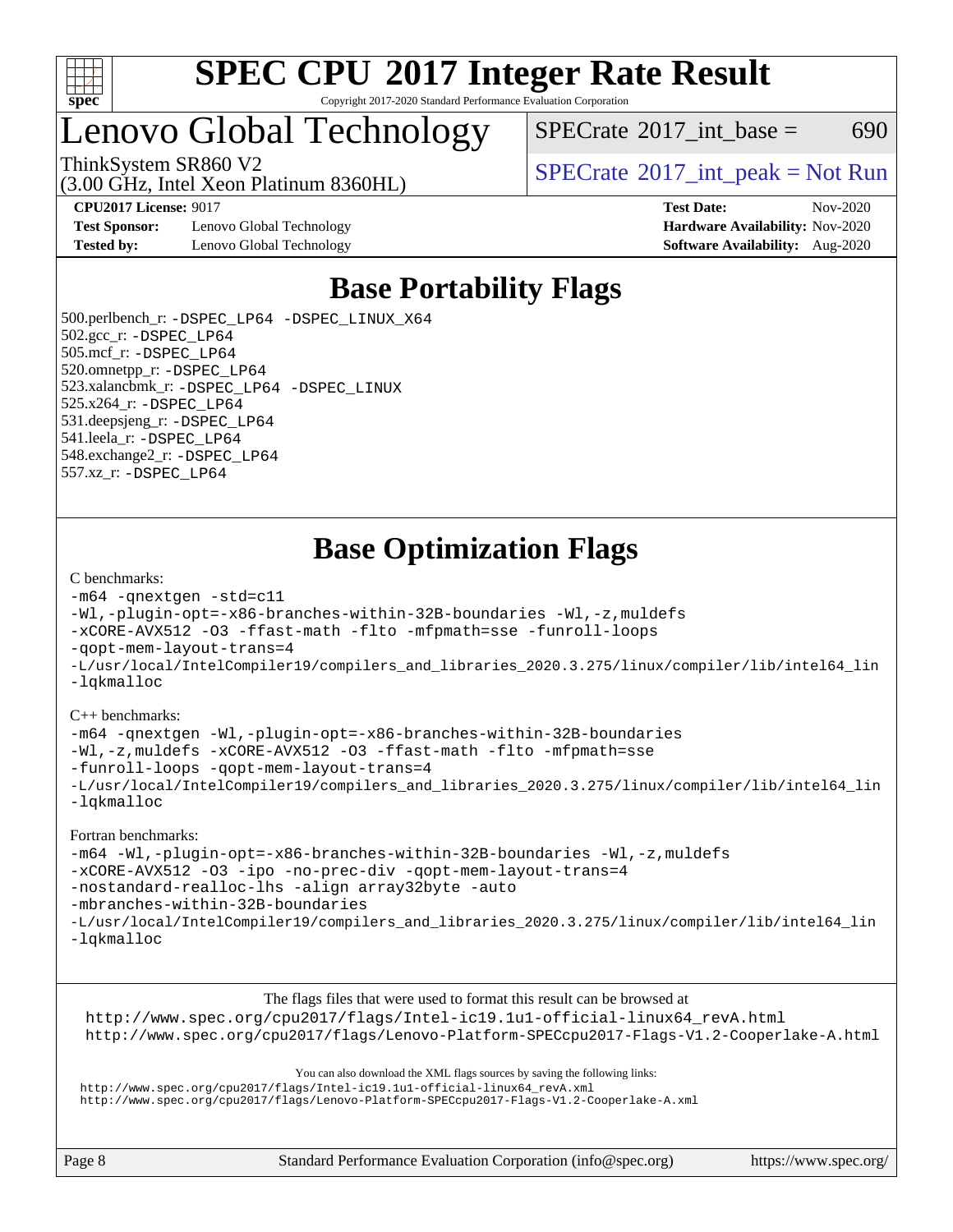# SPEC CPU 2017 Integer Rate Result

Copyright 2017-2020 Standard Performance Evaluation Corporation

## Lenovo Global Technology

ThinkSystem SR860 V2
(3.00 GHz, Intel Xeon Platinum 8360HL)

SPECrate 2017_int_base = 690

SPECrate 2017_int_peak = Not Run

**CPU2017 License:** 9017
**Test Sponsor:** Lenovo Global Technology
**Tested by:** Lenovo Global Technology

**Test Date:** Nov-2020
**Hardware Availability:** Nov-2020
**Software Availability:** Aug-2020

## Base Portability Flags

500.perlbench_r: -DSPEC_LP64 -DSPEC_LINUX_X64
502.gcc_r: -DSPEC_LP64
505.mcf_r: -DSPEC_LP64
520.omnetpp_r: -DSPEC_LP64
523.xalancbmk_r: -DSPEC_LP64 -DSPEC_LINUX
525.x264_r: -DSPEC_LP64
531.deepsjeng_r: -DSPEC_LP64
541.leela_r: -DSPEC_LP64
548.exchange2_r: -DSPEC_LP64
557.xz_r: -DSPEC_LP64

## Base Optimization Flags

C benchmarks:
```
-m64 -qnextgen -std=c11
-Wl,-plugin-opt=-x86-branches-within-32B-boundaries -Wl,-z,muldefs
-xCORE-AVX512 -O3 -ffast-math -flto -mfpmath=sse -funroll-loops
-qopt-mem-layout-trans=4
-L/usr/local/IntelCompiler19/compilers_and_libraries_2020.3.275/linux/compiler/lib/intel64_lin
-lqkmalloc
```

C++ benchmarks:
```
-m64 -qnextgen -Wl,-plugin-opt=-x86-branches-within-32B-boundaries
-Wl,-z,muldefs -xCORE-AVX512 -O3 -ffast-math -flto -mfpmath=sse
-funroll-loops -qopt-mem-layout-trans=4
-L/usr/local/IntelCompiler19/compilers_and_libraries_2020.3.275/linux/compiler/lib/intel64_lin
-lqkmalloc
```

Fortran benchmarks:
```
-m64 -Wl,-plugin-opt=-x86-branches-within-32B-boundaries -Wl,-z,muldefs
-xCORE-AVX512 -O3 -ipo -no-prec-div -qopt-mem-layout-trans=4
-nostandard-realloc-lhs -align array32byte -auto
-mbranches-within-32B-boundaries
-L/usr/local/IntelCompiler19/compilers_and_libraries_2020.3.275/linux/compiler/lib/intel64_lin
-lqkmalloc
```

The flags files that were used to format this result can be browsed at
http://www.spec.org/cpu2017/flags/Intel-ic19.1u1-official-linux64_revA.html
http://www.spec.org/cpu2017/flags/Lenovo-Platform-SPECcpu2017-Flags-V1.2-Cooperlake-A.html

You can also download the XML flags sources by saving the following links:
http://www.spec.org/cpu2017/flags/Intel-ic19.1u1-official-linux64_revA.xml
http://www.spec.org/cpu2017/flags/Lenovo-Platform-SPECcpu2017-Flags-V1.2-Cooperlake-A.xml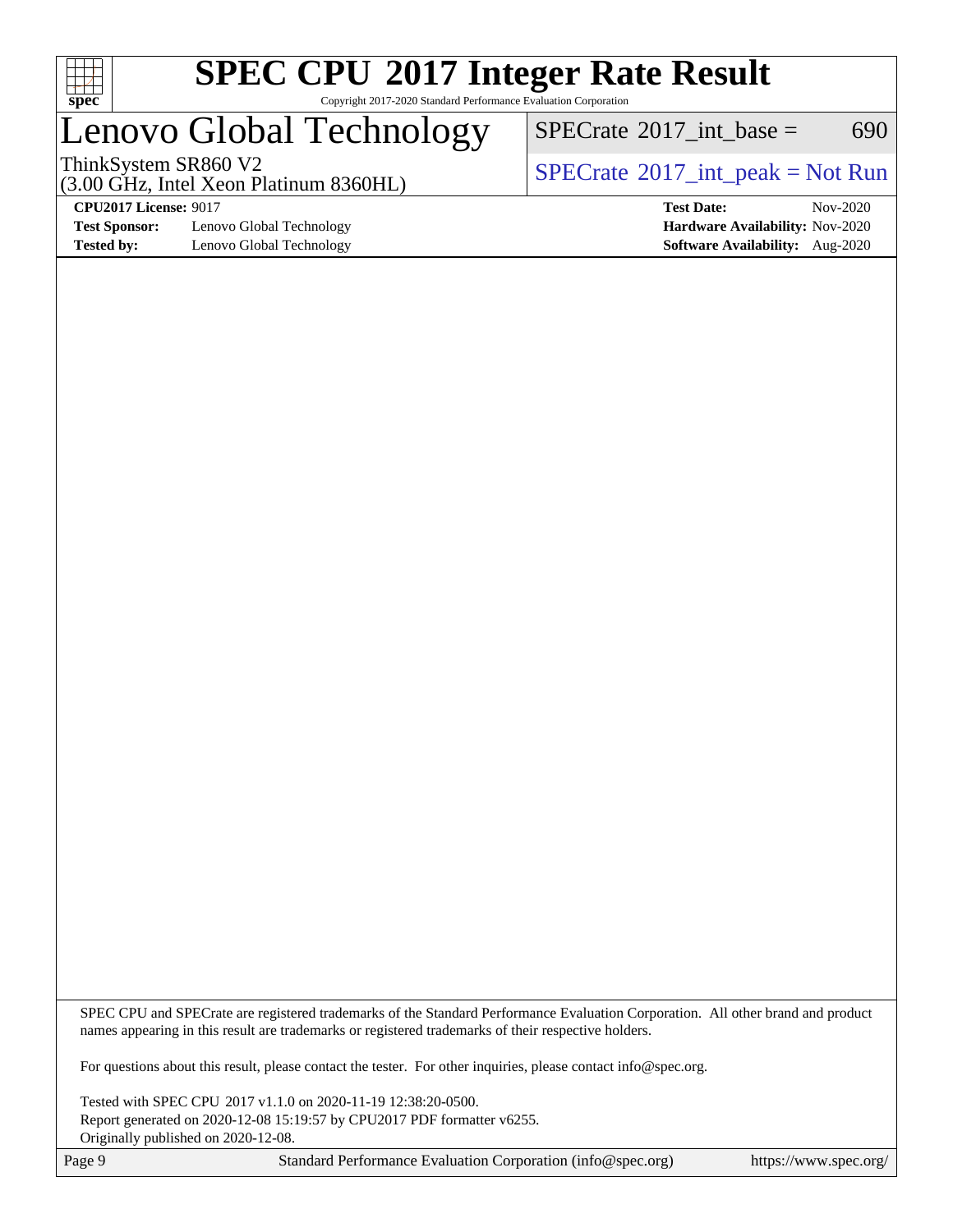SPEC CPU and SPECrate are registered trademarks of the Standard Performance Evaluation Corporation. All other brand and product names appearing in this result are trademarks or registered trademarks of their respective holders.

For questions about this result, please contact the tester. For other inquiries, please contact info@spec.org.

Tested with SPEC CPU 2017 v1.1.0 on 2020-11-19 12:38:20-0500.
Report generated on 2020-12-08 15:19:57 by CPU2017 PDF formatter v6255.
Originally published on 2020-12-08.